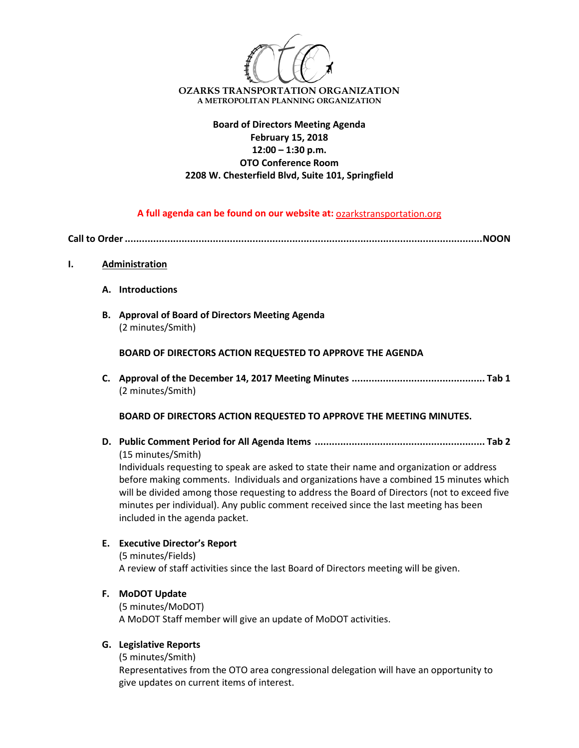**OZARKS TRANSPORTATION ORGANIZATION**
A METROPOLITAN PLANNING ORGANIZATION

**Board of Directors Meeting Agenda**
**February 15, 2018**
**12:00 – 1:30 p.m.**
**OTO Conference Room**
**2208 W. Chesterfield Blvd, Suite 101, Springfield**

**A full agenda can be found on our website at:** ozarkstransportation.org

**Call to Order ..........................................................................................................................NOON**

**I. Administration**

**A. Introductions**

**B. Approval of Board of Directors Meeting Agenda**
(2 minutes/Smith)

**BOARD OF DIRECTORS ACTION REQUESTED TO APPROVE THE AGENDA**

**C. Approval of the December 14, 2017 Meeting Minutes ............................................. Tab 1**
(2 minutes/Smith)

**BOARD OF DIRECTORS ACTION REQUESTED TO APPROVE THE MEETING MINUTES.**

**D. Public Comment Period for All Agenda Items .......................................................... Tab 2**
(15 minutes/Smith)
Individuals requesting to speak are asked to state their name and organization or address before making comments. Individuals and organizations have a combined 15 minutes which will be divided among those requesting to address the Board of Directors (not to exceed five minutes per individual). Any public comment received since the last meeting has been included in the agenda packet.

**E. Executive Director's Report**
(5 minutes/Fields)
A review of staff activities since the last Board of Directors meeting will be given.

**F. MoDOT Update**
(5 minutes/MoDOT)
A MoDOT Staff member will give an update of MoDOT activities.

**G. Legislative Reports**
(5 minutes/Smith)
Representatives from the OTO area congressional delegation will have an opportunity to give updates on current items of interest.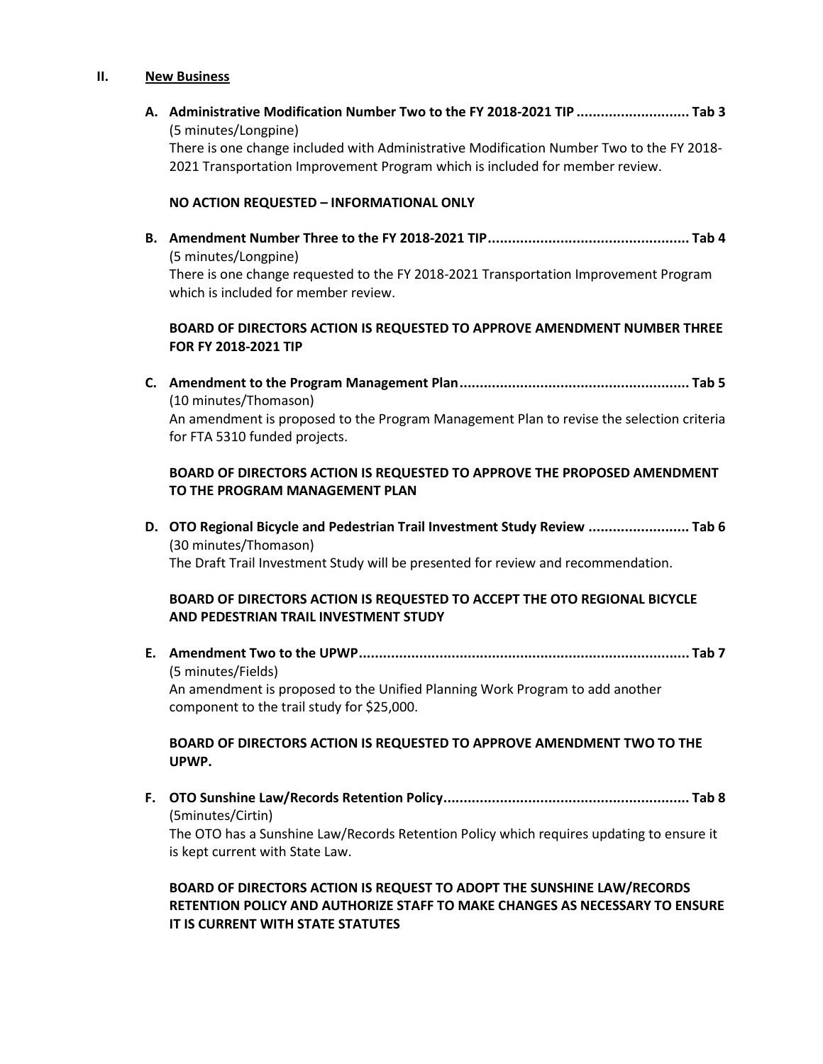## II. New Business

**A. Administrative Modification Number Two to the FY 2018-2021 TIP ............................ Tab 3**
(5 minutes/Longpine)
There is one change included with Administrative Modification Number Two to the FY 2018-2021 Transportation Improvement Program which is included for member review.

**NO ACTION REQUESTED – INFORMATIONAL ONLY**

**B. Amendment Number Three to the FY 2018-2021 TIP.................................................. Tab 4**
(5 minutes/Longpine)
There is one change requested to the FY 2018-2021 Transportation Improvement Program which is included for member review.

**BOARD OF DIRECTORS ACTION IS REQUESTED TO APPROVE AMENDMENT NUMBER THREE FOR FY 2018-2021 TIP**

**C. Amendment to the Program Management Plan......................................................... Tab 5**
(10 minutes/Thomason)
An amendment is proposed to the Program Management Plan to revise the selection criteria for FTA 5310 funded projects.

**BOARD OF DIRECTORS ACTION IS REQUESTED TO APPROVE THE PROPOSED AMENDMENT TO THE PROGRAM MANAGEMENT PLAN**

**D. OTO Regional Bicycle and Pedestrian Trail Investment Study Review ......................... Tab 6**
(30 minutes/Thomason)
The Draft Trail Investment Study will be presented for review and recommendation.

**BOARD OF DIRECTORS ACTION IS REQUESTED TO ACCEPT THE OTO REGIONAL BICYCLE AND PEDESTRIAN TRAIL INVESTMENT STUDY**

**E. Amendment Two to the UPWP.................................................................................. Tab 7**
(5 minutes/Fields)
An amendment is proposed to the Unified Planning Work Program to add another component to the trail study for $25,000.

**BOARD OF DIRECTORS ACTION IS REQUESTED TO APPROVE AMENDMENT TWO TO THE UPWP.**

**F. OTO Sunshine Law/Records Retention Policy............................................................. Tab 8**
(5minutes/Cirtin)
The OTO has a Sunshine Law/Records Retention Policy which requires updating to ensure it is kept current with State Law.

**BOARD OF DIRECTORS ACTION IS REQUEST TO ADOPT THE SUNSHINE LAW/RECORDS RETENTION POLICY AND AUTHORIZE STAFF TO MAKE CHANGES AS NECESSARY TO ENSURE IT IS CURRENT WITH STATE STATUTES**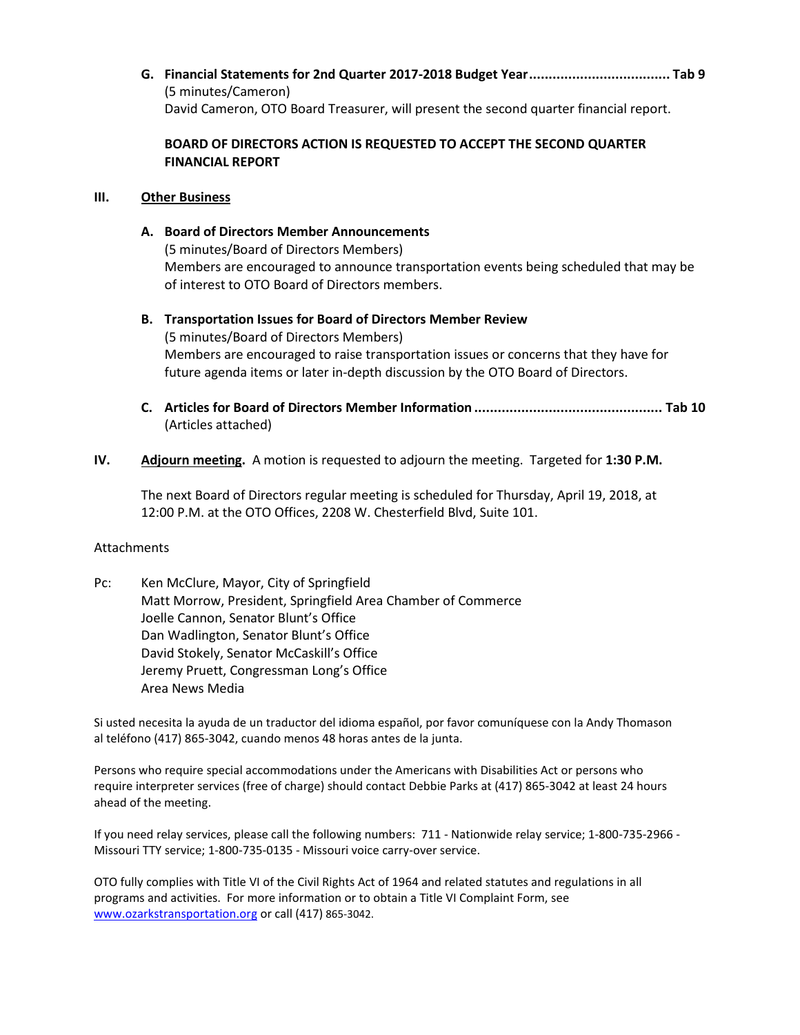**G. Financial Statements for 2nd Quarter 2017-2018 Budget Year.................................... Tab 9**
(5 minutes/Cameron)
David Cameron, OTO Board Treasurer, will present the second quarter financial report.

**BOARD OF DIRECTORS ACTION IS REQUESTED TO ACCEPT THE SECOND QUARTER FINANCIAL REPORT**

**III. <u>Other Business</u>**

**A. Board of Directors Member Announcements**
(5 minutes/Board of Directors Members)
Members are encouraged to announce transportation events being scheduled that may be of interest to OTO Board of Directors members.

**B. Transportation Issues for Board of Directors Member Review**
(5 minutes/Board of Directors Members)
Members are encouraged to raise transportation issues or concerns that they have for future agenda items or later in-depth discussion by the OTO Board of Directors.

**C. Articles for Board of Directors Member Information ............................................... Tab 10**
(Articles attached)

**IV. <u>Adjourn meeting</u>.** A motion is requested to adjourn the meeting. Targeted for **1:30 P.M.**

The next Board of Directors regular meeting is scheduled for Thursday, April 19, 2018, at 12:00 P.M. at the OTO Offices, 2208 W. Chesterfield Blvd, Suite 101.

Attachments

Pc: Ken McClure, Mayor, City of Springfield
Matt Morrow, President, Springfield Area Chamber of Commerce
Joelle Cannon, Senator Blunt's Office
Dan Wadlington, Senator Blunt's Office
David Stokely, Senator McCaskill's Office
Jeremy Pruett, Congressman Long's Office
Area News Media

Si usted necesita la ayuda de un traductor del idioma español, por favor comuníquese con la Andy Thomason al teléfono (417) 865-3042, cuando menos 48 horas antes de la junta.

Persons who require special accommodations under the Americans with Disabilities Act or persons who require interpreter services (free of charge) should contact Debbie Parks at (417) 865-3042 at least 24 hours ahead of the meeting.

If you need relay services, please call the following numbers: 711 - Nationwide relay service; 1-800-735-2966 - Missouri TTY service; 1-800-735-0135 - Missouri voice carry-over service.

OTO fully complies with Title VI of the Civil Rights Act of 1964 and related statutes and regulations in all programs and activities. For more information or to obtain a Title VI Complaint Form, see www.ozarkstransportation.org or call (417) 865-3042.